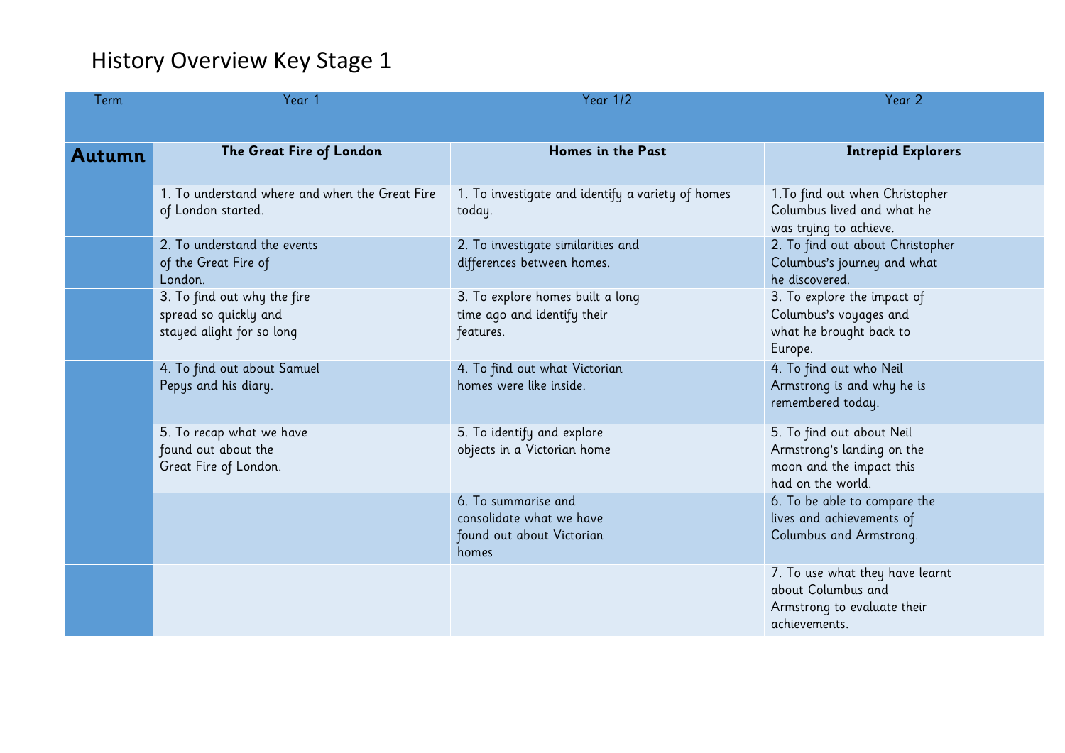# History Overview Key Stage 1

| Term | Year 1 | Year 1/2 | Year 2 |
|---|---|---|---|
| **Autumn** | **The Great Fire of London** | **Homes in the Past** | **Intrepid Explorers** |
| | 1. To understand where and when the Great Fire of London started. | 1. To investigate and identify a variety of homes today. | 1.To find out when Christopher Columbus lived and what he was trying to achieve. |
| | 2. To understand the events of the Great Fire of London. | 2. To investigate similarities and differences between homes. | 2. To find out about Christopher Columbus's journey and what he discovered. |
| | 3. To find out why the fire spread so quickly and stayed alight for so long | 3. To explore homes built a long time ago and identify their features. | 3. To explore the impact of Columbus's voyages and what he brought back to Europe. |
| | 4. To find out about Samuel Pepys and his diary. | 4. To find out what Victorian homes were like inside. | 4. To find out who Neil Armstrong is and why he is remembered today. |
| | 5. To recap what we have found out about the Great Fire of London. | 5. To identify and explore objects in a Victorian home | 5. To find out about Neil Armstrong's landing on the moon and the impact this had on the world. |
| | | 6. To summarise and consolidate what we have found out about Victorian homes | 6. To be able to compare the lives and achievements of Columbus and Armstrong. |
| | | | 7. To use what they have learnt about Columbus and Armstrong to evaluate their achievements. |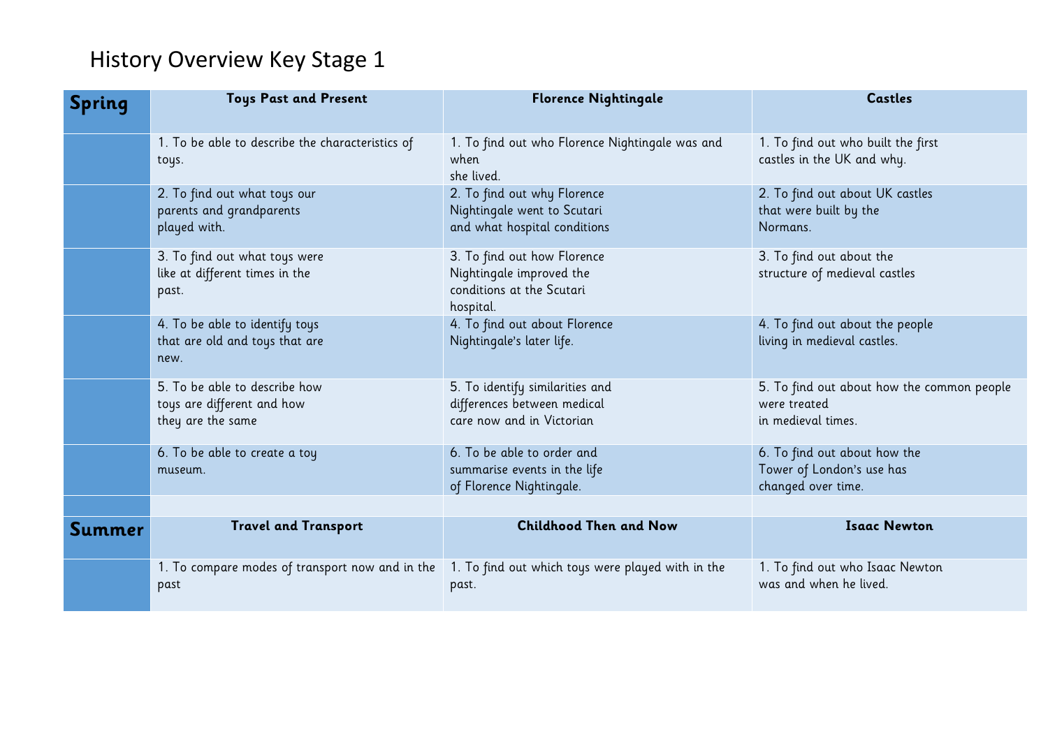# History Overview Key Stage 1

| Spring | Toys Past and Present | Florence Nightingale | Castles |
|---|---|---|---|
| | 1. To be able to describe the characteristics of toys. | 1. To find out who Florence Nightingale was and when she lived. | 1. To find out who built the first castles in the UK and why. |
| | 2. To find out what toys our parents and grandparents played with. | 2. To find out why Florence Nightingale went to Scutari and what hospital conditions | 2. To find out about UK castles that were built by the Normans. |
| | 3. To find out what toys were like at different times in the past. | 3. To find out how Florence Nightingale improved the conditions at the Scutari hospital. | 3. To find out about the structure of medieval castles |
| | 4. To be able to identify toys that are old and toys that are new. | 4. To find out about Florence Nightingale's later life. | 4. To find out about the people living in medieval castles. |
| | 5. To be able to describe how toys are different and how they are the same | 5. To identify similarities and differences between medical care now and in Victorian | 5. To find out about how the common people were treated in medieval times. |
| | 6. To be able to create a toy museum. | 6. To be able to order and summarise events in the life of Florence Nightingale. | 6. To find out about how the Tower of London's use has changed over time. |
| | | | |
| **Summer** | **Travel and Transport** | **Childhood Then and Now** | **Isaac Newton** |
| | 1. To compare modes of transport now and in the past | 1. To find out which toys were played with in the past. | 1. To find out who Isaac Newton was and when he lived. |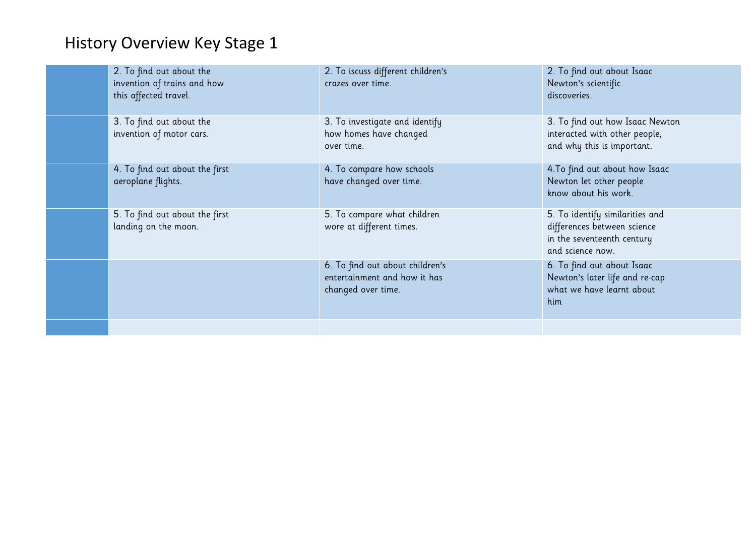# History Overview Key Stage 1

| | | | |
|---|---|---|---|
| | 2. To find out about the invention of trains and how this affected travel. | 2. To iscuss different children's crazes over time. | 2. To find out about Isaac Newton's scientific discoveries. |
| | 3. To find out about the invention of motor cars. | 3. To investigate and identify how homes have changed over time. | 3. To find out how Isaac Newton interacted with other people, and why this is important. |
| | 4. To find out about the first aeroplane flights. | 4. To compare how schools have changed over time. | 4.To find out about how Isaac Newton let other people know about his work. |
| | 5. To find out about the first landing on the moon. | 5. To compare what children wore at different times. | 5. To identify similarities and differences between science in the seventeenth century and science now. |
| | | 6. To find out about children's entertainment and how it has changed over time. | 6. To find out about Isaac Newton's later life and re-cap what we have learnt about him |
| | | | |